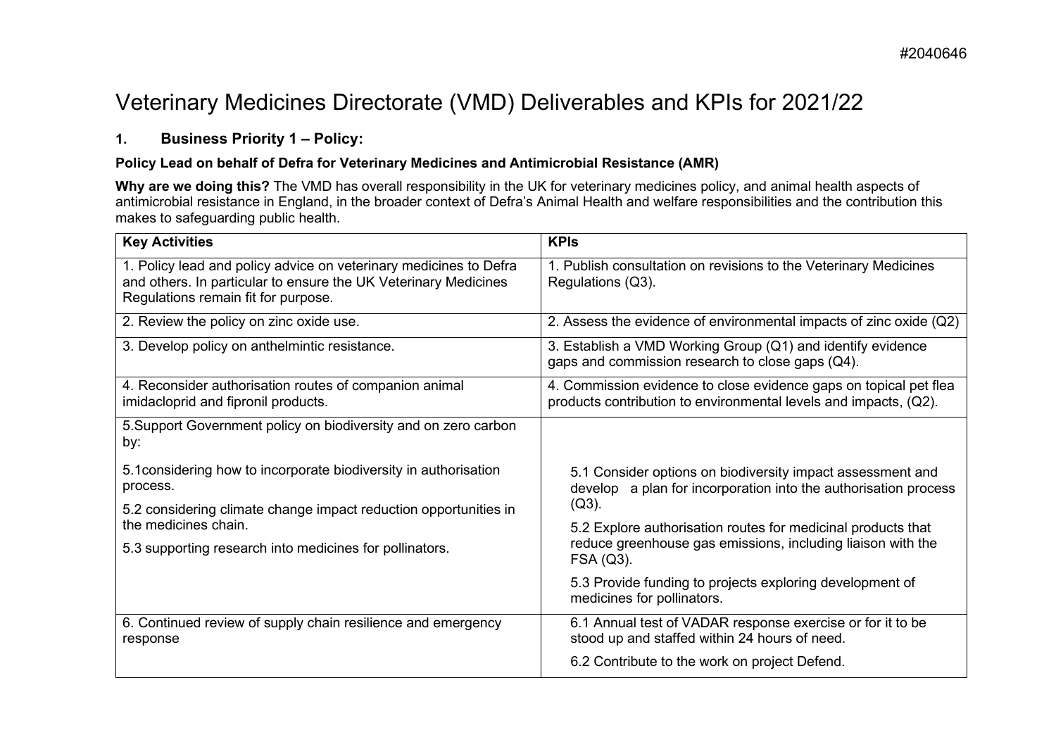# Veterinary Medicines Directorate (VMD) Deliverables and KPIs for 2021/22

## 1. Business Priority 1 – Policy:

**Policy Lead on behalf of Defra for Veterinary Medicines and Antimicrobial Resistance (AMR)**

**Why are we doing this?** The VMD has overall responsibility in the UK for veterinary medicines policy, and animal health aspects of antimicrobial resistance in England, in the broader context of Defra's Animal Health and welfare responsibilities and the contribution this makes to safeguarding public health.

| Key Activities | KPIs |
|---|---|
| 1. Policy lead and policy advice on veterinary medicines to Defra and others. In particular to ensure the UK Veterinary Medicines Regulations remain fit for purpose. | 1. Publish consultation on revisions to the Veterinary Medicines Regulations (Q3). |
| 2. Review the policy on zinc oxide use. | 2. Assess the evidence of environmental impacts of zinc oxide (Q2) |
| 3. Develop policy on anthelmintic resistance. | 3. Establish a VMD Working Group (Q1) and identify evidence gaps and commission research to close gaps (Q4). |
| 4. Reconsider authorisation routes of companion animal imidacloprid and fipronil products. | 4. Commission evidence to close evidence gaps on topical pet flea products contribution to environmental levels and impacts, (Q2). |
| 5.Support Government policy on biodiversity and on zero carbon by:<br><br>5.1considering how to incorporate biodiversity in authorisation process.<br><br>5.2 considering climate change impact reduction opportunities in the medicines chain.<br><br>5.3 supporting research into medicines for pollinators. | 5.1 Consider options on biodiversity impact assessment and develop a plan for incorporation into the authorisation process (Q3).<br><br>5.2 Explore authorisation routes for medicinal products that reduce greenhouse gas emissions, including liaison with the FSA (Q3).<br><br>5.3 Provide funding to projects exploring development of medicines for pollinators. |
| 6. Continued review of supply chain resilience and emergency response | 6.1 Annual test of VADAR response exercise or for it to be stood up and staffed within 24 hours of need.<br><br>6.2 Contribute to the work on project Defend. |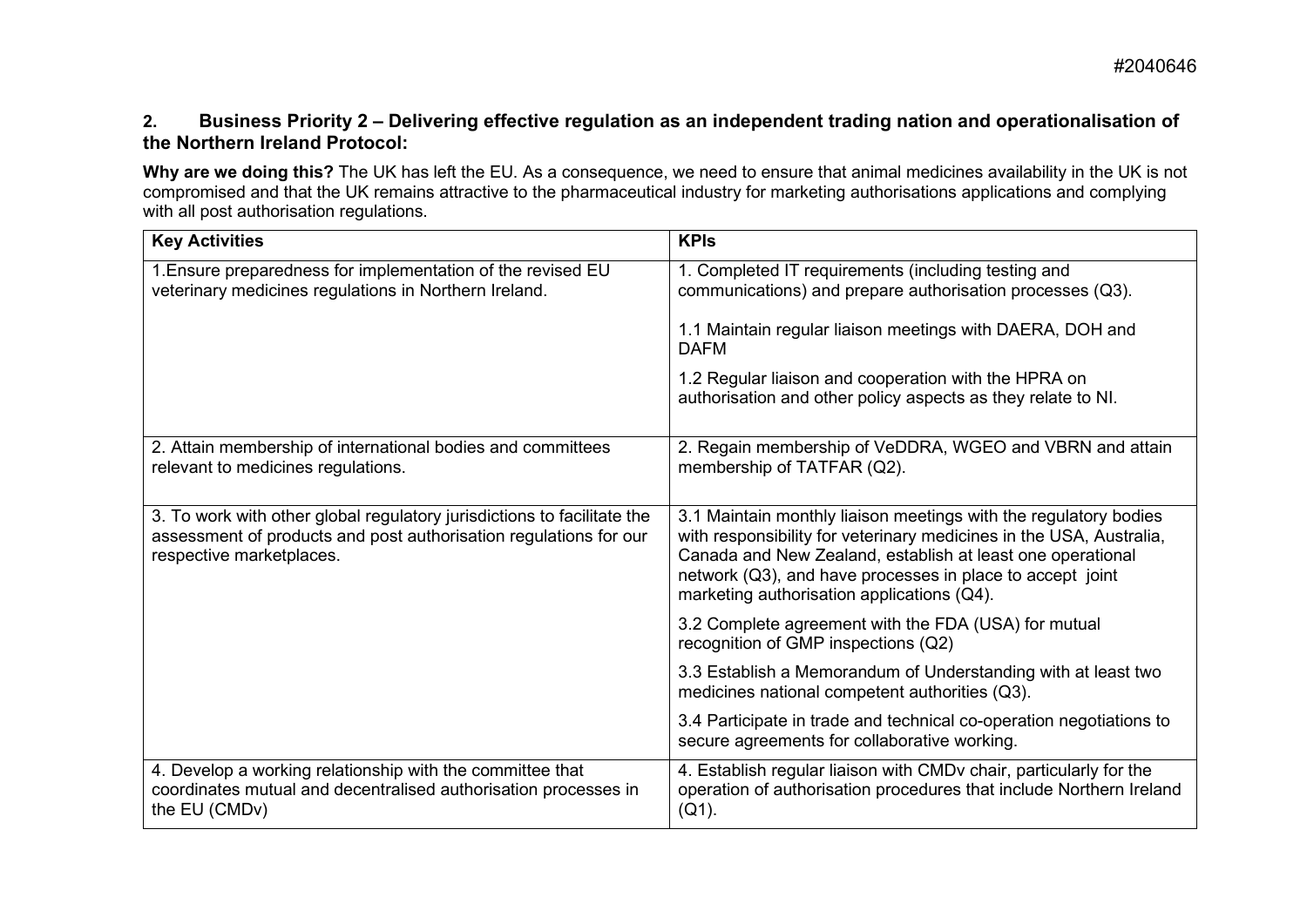## 2. Business Priority 2 – Delivering effective regulation as an independent trading nation and operationalisation of the Northern Ireland Protocol:

**Why are we doing this?** The UK has left the EU. As a consequence, we need to ensure that animal medicines availability in the UK is not compromised and that the UK remains attractive to the pharmaceutical industry for marketing authorisations applications and complying with all post authorisation regulations.

| Key Activities | KPIs |
|---|---|
| 1.Ensure preparedness for implementation of the revised EU veterinary medicines regulations in Northern Ireland. | 1. Completed IT requirements (including testing and communications) and prepare authorisation processes (Q3).<br><br>1.1 Maintain regular liaison meetings with DAERA, DOH and DAFM<br><br>1.2 Regular liaison and cooperation with the HPRA on authorisation and other policy aspects as they relate to NI. |
| 2. Attain membership of international bodies and committees relevant to medicines regulations. | 2. Regain membership of VeDDRA, WGEO and VBRN and attain membership of TATFAR (Q2). |
| 3. To work with other global regulatory jurisdictions to facilitate the assessment of products and post authorisation regulations for our respective marketplaces. | 3.1 Maintain monthly liaison meetings with the regulatory bodies with responsibility for veterinary medicines in the USA, Australia, Canada and New Zealand, establish at least one operational network (Q3), and have processes in place to accept joint marketing authorisation applications (Q4).<br><br>3.2 Complete agreement with the FDA (USA) for mutual recognition of GMP inspections (Q2)<br><br>3.3 Establish a Memorandum of Understanding with at least two medicines national competent authorities (Q3).<br><br>3.4 Participate in trade and technical co-operation negotiations to secure agreements for collaborative working. |
| 4. Develop a working relationship with the committee that coordinates mutual and decentralised authorisation processes in the EU (CMDv) | 4. Establish regular liaison with CMDv chair, particularly for the operation of authorisation procedures that include Northern Ireland (Q1). |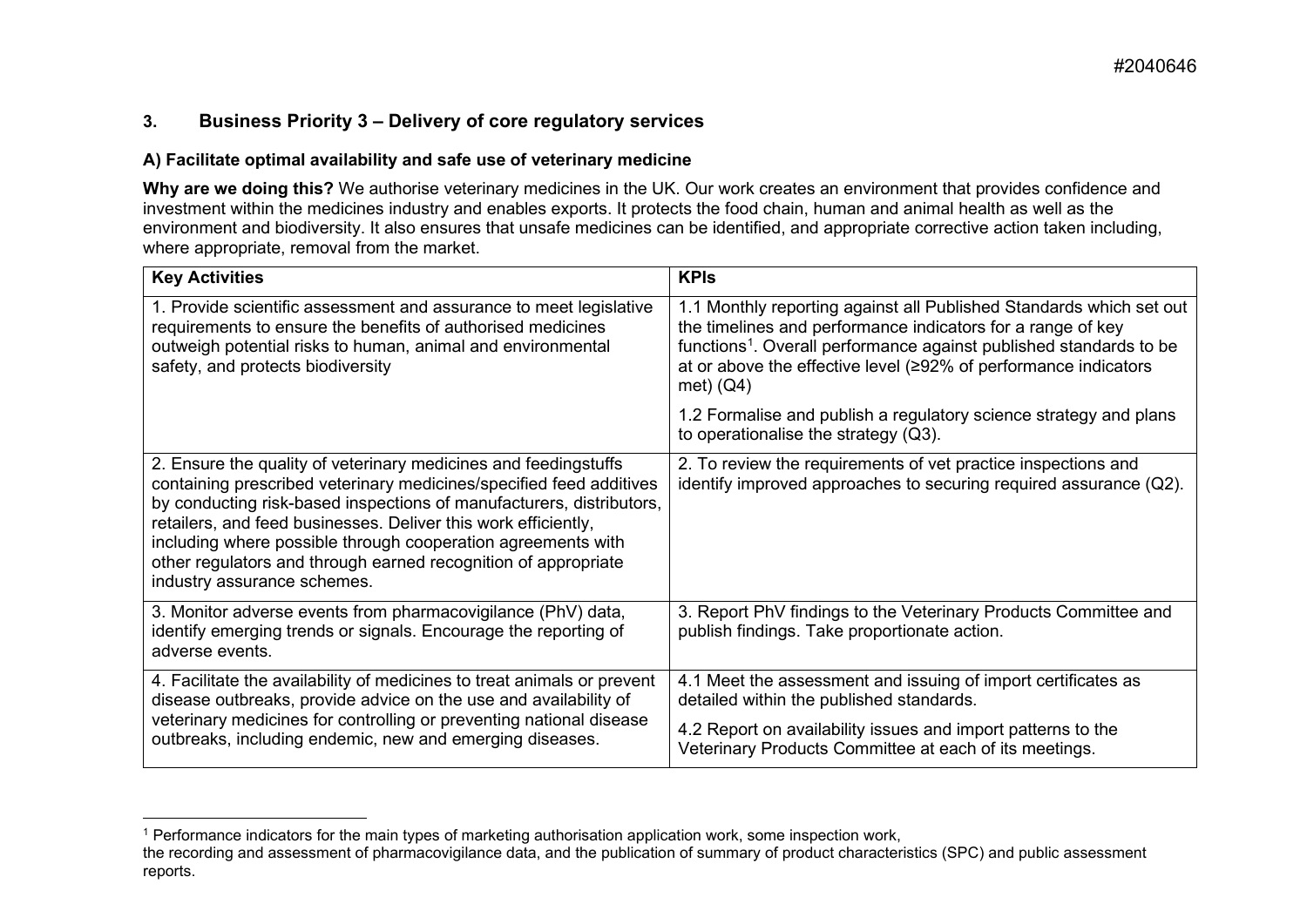## 3. Business Priority 3 – Delivery of core regulatory services

### A) Facilitate optimal availability and safe use of veterinary medicine

**Why are we doing this?** We authorise veterinary medicines in the UK. Our work creates an environment that provides confidence and investment within the medicines industry and enables exports. It protects the food chain, human and animal health as well as the environment and biodiversity. It also ensures that unsafe medicines can be identified, and appropriate corrective action taken including, where appropriate, removal from the market.

| Key Activities | KPIs |
| --- | --- |
| 1. Provide scientific assessment and assurance to meet legislative requirements to ensure the benefits of authorised medicines outweigh potential risks to human, animal and environmental safety, and protects biodiversity | 1.1 Monthly reporting against all Published Standards which set out the timelines and performance indicators for a range of key functions[1]. Overall performance against published standards to be at or above the effective level (≥92% of performance indicators met) (Q4)<br><br>1.2 Formalise and publish a regulatory science strategy and plans to operationalise the strategy (Q3). |
| 2. Ensure the quality of veterinary medicines and feedingstuffs containing prescribed veterinary medicines/specified feed additives by conducting risk-based inspections of manufacturers, distributors, retailers, and feed businesses. Deliver this work efficiently, including where possible through cooperation agreements with other regulators and through earned recognition of appropriate industry assurance schemes. | 2. To review the requirements of vet practice inspections and identify improved approaches to securing required assurance (Q2). |
| 3. Monitor adverse events from pharmacovigilance (PhV) data, identify emerging trends or signals. Encourage the reporting of adverse events. | 3. Report PhV findings to the Veterinary Products Committee and publish findings. Take proportionate action. |
| 4. Facilitate the availability of medicines to treat animals or prevent disease outbreaks, provide advice on the use and availability of veterinary medicines for controlling or preventing national disease outbreaks, including endemic, new and emerging diseases. | 4.1 Meet the assessment and issuing of import certificates as detailed within the published standards.<br><br>4.2 Report on availability issues and import patterns to the Veterinary Products Committee at each of its meetings. |

[1] Performance indicators for the main types of marketing authorisation application work, some inspection work, the recording and assessment of pharmacovigilance data, and the publication of summary of product characteristics (SPC) and public assessment reports.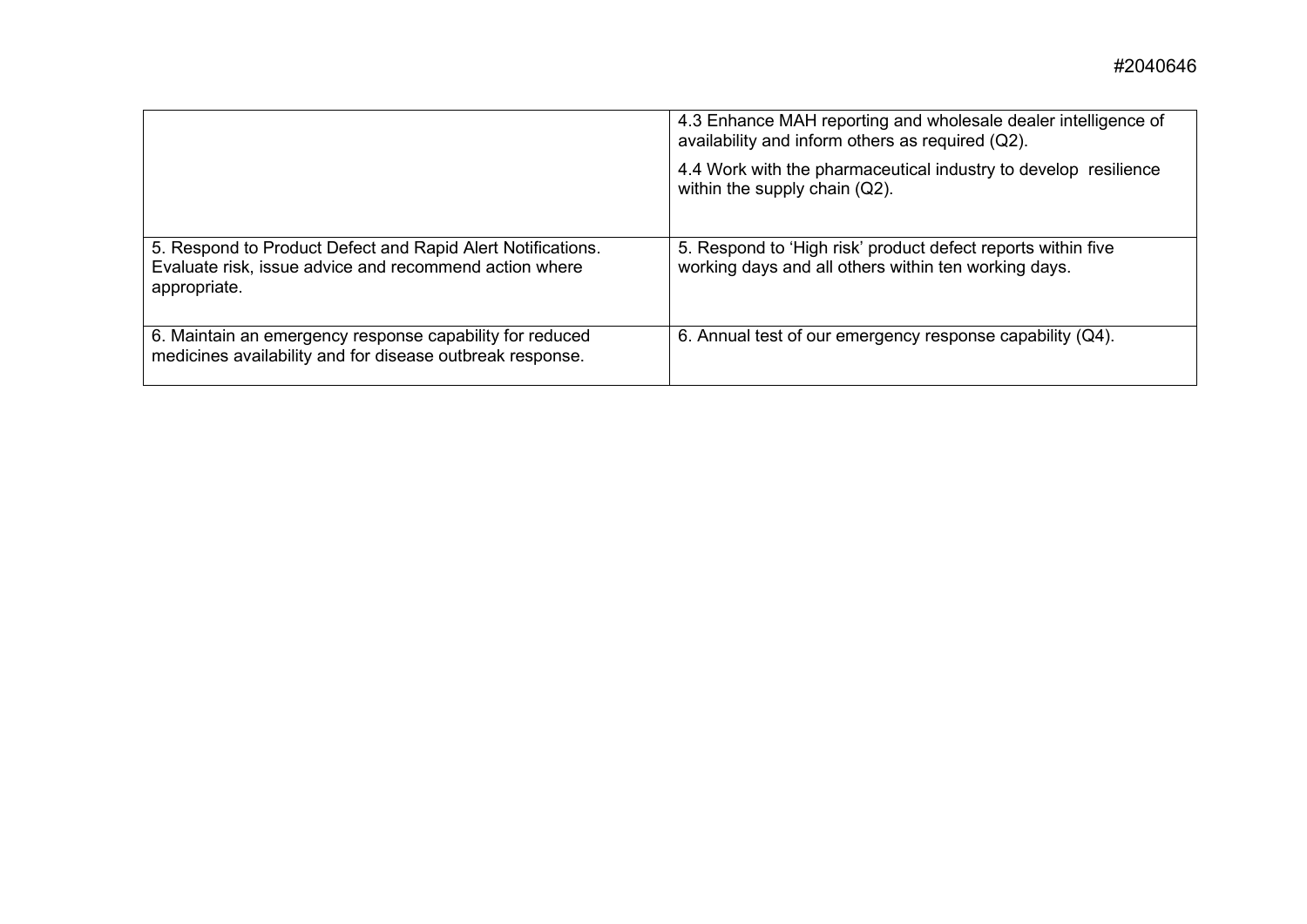|  |  |
|---|---|
|  | 4.3 Enhance MAH reporting and wholesale dealer intelligence of availability and inform others as required (Q2).<br><br>4.4 Work with the pharmaceutical industry to develop resilience within the supply chain (Q2). |
| 5. Respond to Product Defect and Rapid Alert Notifications. Evaluate risk, issue advice and recommend action where appropriate. | 5. Respond to 'High risk' product defect reports within five working days and all others within ten working days. |
| 6. Maintain an emergency response capability for reduced medicines availability and for disease outbreak response. | 6. Annual test of our emergency response capability (Q4). |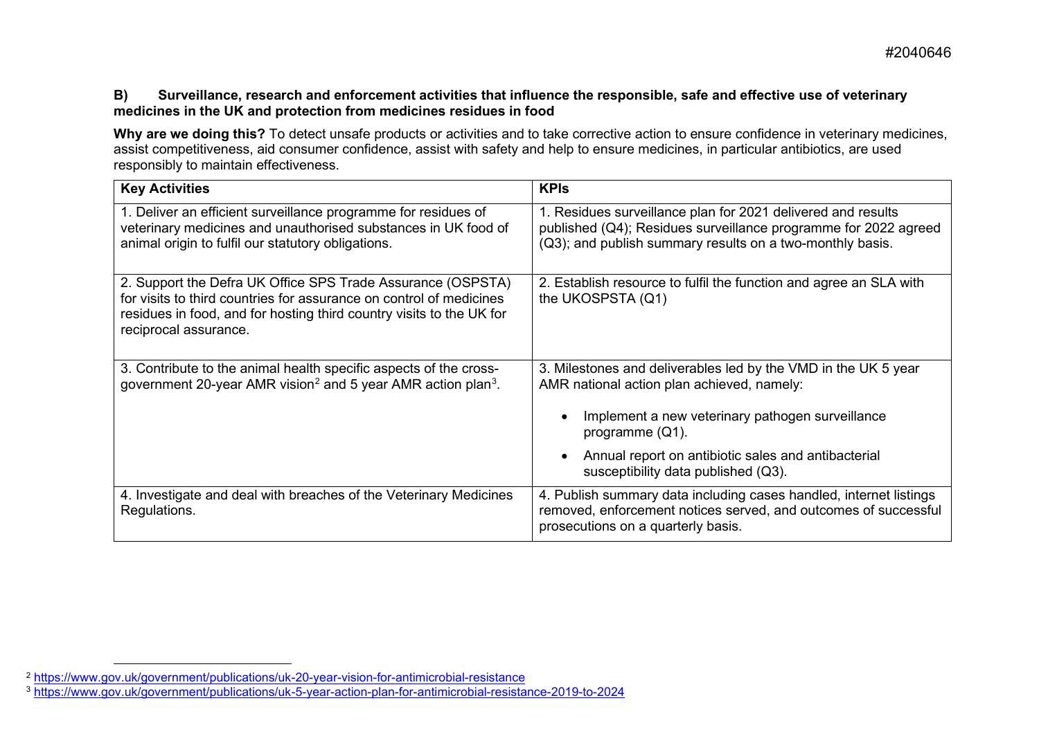**B) Surveillance, research and enforcement activities that influence the responsible, safe and effective use of veterinary medicines in the UK and protection from medicines residues in food**

**Why are we doing this?** To detect unsafe products or activities and to take corrective action to ensure confidence in veterinary medicines, assist competitiveness, aid consumer confidence, assist with safety and help to ensure medicines, in particular antibiotics, are used responsibly to maintain effectiveness.

| Key Activities | KPIs |
|---|---|
| 1. Deliver an efficient surveillance programme for residues of veterinary medicines and unauthorised substances in UK food of animal origin to fulfil our statutory obligations. | 1. Residues surveillance plan for 2021 delivered and results published (Q4); Residues surveillance programme for 2022 agreed (Q3); and publish summary results on a two-monthly basis. |
| 2. Support the Defra UK Office SPS Trade Assurance (OSPSTA) for visits to third countries for assurance on control of medicines residues in food, and for hosting third country visits to the UK for reciprocal assurance. | 2. Establish resource to fulfil the function and agree an SLA with the UKOSPSTA (Q1) |
| 3. Contribute to the animal health specific aspects of the cross-government 20-year AMR vision[2] and 5 year AMR action plan[3]. | 3. Milestones and deliverables led by the VMD in the UK 5 year AMR national action plan achieved, namely: <br> • Implement a new veterinary pathogen surveillance programme (Q1). <br> • Annual report on antibiotic sales and antibacterial susceptibility data published (Q3). |
| 4. Investigate and deal with breaches of the Veterinary Medicines Regulations. | 4. Publish summary data including cases handled, internet listings removed, enforcement notices served, and outcomes of successful prosecutions on a quarterly basis. |

[2] https://www.gov.uk/government/publications/uk-20-year-vision-for-antimicrobial-resistance

[3] https://www.gov.uk/government/publications/uk-5-year-action-plan-for-antimicrobial-resistance-2019-to-2024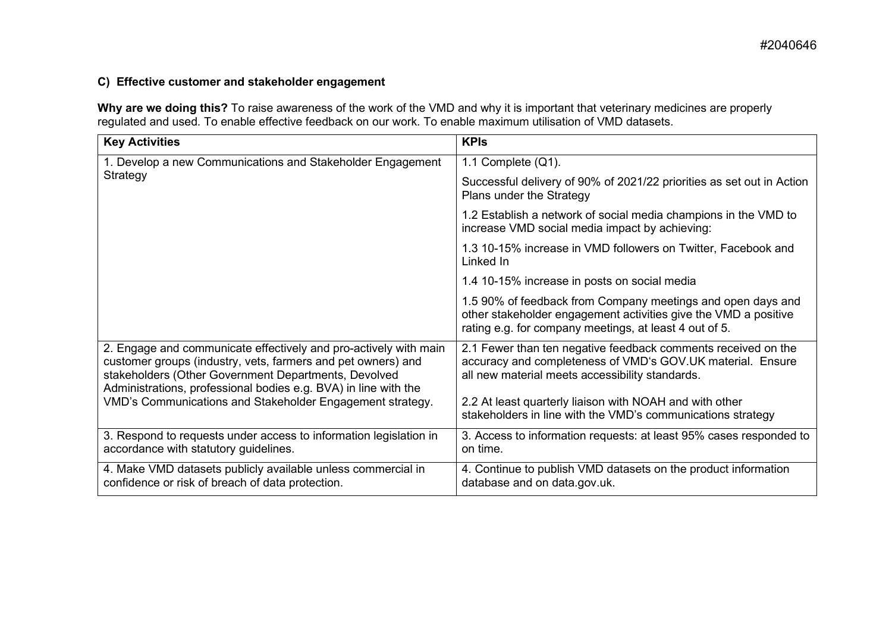### C) Effective customer and stakeholder engagement

**Why are we doing this?** To raise awareness of the work of the VMD and why it is important that veterinary medicines are properly regulated and used. To enable effective feedback on our work. To enable maximum utilisation of VMD datasets.

| Key Activities | KPIs |
|---|---|
| 1. Develop a new Communications and Stakeholder Engagement Strategy | 1.1 Complete (Q1). |
| | Successful delivery of 90% of 2021/22 priorities as set out in Action Plans under the Strategy |
| | 1.2 Establish a network of social media champions in the VMD to increase VMD social media impact by achieving: |
| | 1.3 10-15% increase in VMD followers on Twitter, Facebook and Linked In |
| | 1.4 10-15% increase in posts on social media |
| | 1.5 90% of feedback from Company meetings and open days and other stakeholder engagement activities give the VMD a positive rating e.g. for company meetings, at least 4 out of 5. |
| 2. Engage and communicate effectively and pro-actively with main customer groups (industry, vets, farmers and pet owners) and stakeholders (Other Government Departments, Devolved Administrations, professional bodies e.g. BVA) in line with the VMD's Communications and Stakeholder Engagement strategy. | 2.1 Fewer than ten negative feedback comments received on the accuracy and completeness of VMD's GOV.UK material. Ensure all new material meets accessibility standards.<br><br>2.2 At least quarterly liaison with NOAH and with other stakeholders in line with the VMD's communications strategy |
| 3. Respond to requests under access to information legislation in accordance with statutory guidelines. | 3. Access to information requests: at least 95% cases responded to on time. |
| 4. Make VMD datasets publicly available unless commercial in confidence or risk of breach of data protection. | 4. Continue to publish VMD datasets on the product information database and on data.gov.uk. |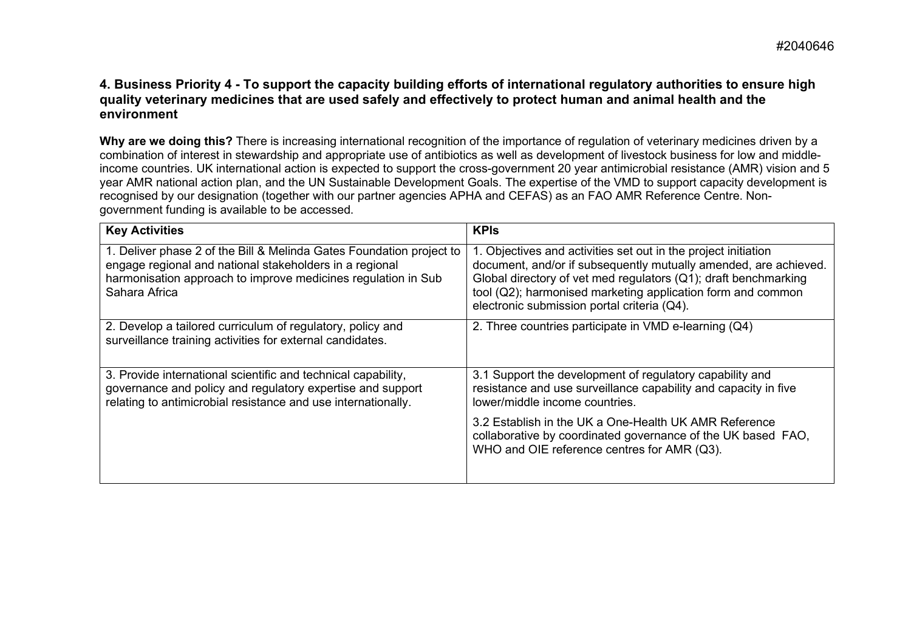#2040646

### 4. Business Priority 4 - To support the capacity building efforts of international regulatory authorities to ensure high quality veterinary medicines that are used safely and effectively to protect human and animal health and the environment

**Why are we doing this?** There is increasing international recognition of the importance of regulation of veterinary medicines driven by a combination of interest in stewardship and appropriate use of antibiotics as well as development of livestock business for low and middle-income countries. UK international action is expected to support the cross-government 20 year antimicrobial resistance (AMR) vision and 5 year AMR national action plan, and the UN Sustainable Development Goals. The expertise of the VMD to support capacity development is recognised by our designation (together with our partner agencies APHA and CEFAS) as an FAO AMR Reference Centre. Non-government funding is available to be accessed.

| Key Activities | KPIs |
|---|---|
| 1. Deliver phase 2 of the Bill & Melinda Gates Foundation project to engage regional and national stakeholders in a regional harmonisation approach to improve medicines regulation in Sub Sahara Africa | 1. Objectives and activities set out in the project initiation document, and/or if subsequently mutually amended, are achieved. Global directory of vet med regulators (Q1); draft benchmarking tool (Q2); harmonised marketing application form and common electronic submission portal criteria (Q4). |
| 2. Develop a tailored curriculum of regulatory, policy and surveillance training activities for external candidates. | 2. Three countries participate in VMD e-learning (Q4) |
| 3. Provide international scientific and technical capability, governance and policy and regulatory expertise and support relating to antimicrobial resistance and use internationally. | 3.1 Support the development of regulatory capability and resistance and use surveillance capability and capacity in five lower/middle income countries.<br><br>3.2 Establish in the UK a One-Health UK AMR Reference collaborative by coordinated governance of the UK based FAO, WHO and OIE reference centres for AMR (Q3). |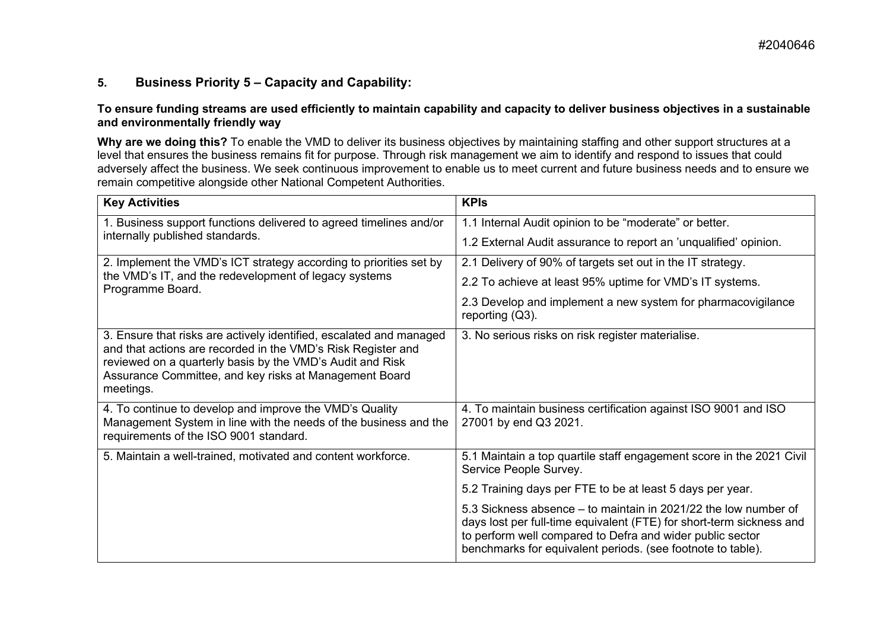## 5. Business Priority 5 – Capacity and Capability:

**To ensure funding streams are used efficiently to maintain capability and capacity to deliver business objectives in a sustainable and environmentally friendly way**

**Why are we doing this?** To enable the VMD to deliver its business objectives by maintaining staffing and other support structures at a level that ensures the business remains fit for purpose. Through risk management we aim to identify and respond to issues that could adversely affect the business. We seek continuous improvement to enable us to meet current and future business needs and to ensure we remain competitive alongside other National Competent Authorities.

| Key Activities | KPIs |
| --- | --- |
| 1. Business support functions delivered to agreed timelines and/or internally published standards. | 1.1 Internal Audit opinion to be "moderate" or better. |
| | 1.2 External Audit assurance to report an 'unqualified' opinion. |
| 2. Implement the VMD's ICT strategy according to priorities set by the VMD's IT, and the redevelopment of legacy systems Programme Board. | 2.1 Delivery of 90% of targets set out in the IT strategy. |
| | 2.2 To achieve at least 95% uptime for VMD's IT systems. |
| | 2.3 Develop and implement a new system for pharmacovigilance reporting (Q3). |
| 3. Ensure that risks are actively identified, escalated and managed and that actions are recorded in the VMD's Risk Register and reviewed on a quarterly basis by the VMD's Audit and Risk Assurance Committee, and key risks at Management Board meetings. | 3. No serious risks on risk register materialise. |
| 4. To continue to develop and improve the VMD's Quality Management System in line with the needs of the business and the requirements of the ISO 9001 standard. | 4. To maintain business certification against ISO 9001 and ISO 27001 by end Q3 2021. |
| 5. Maintain a well-trained, motivated and content workforce. | 5.1 Maintain a top quartile staff engagement score in the 2021 Civil Service People Survey. |
| | 5.2 Training days per FTE to be at least 5 days per year. |
| | 5.3 Sickness absence – to maintain in 2021/22 the low number of days lost per full-time equivalent (FTE) for short-term sickness and to perform well compared to Defra and wider public sector benchmarks for equivalent periods. (see footnote to table). |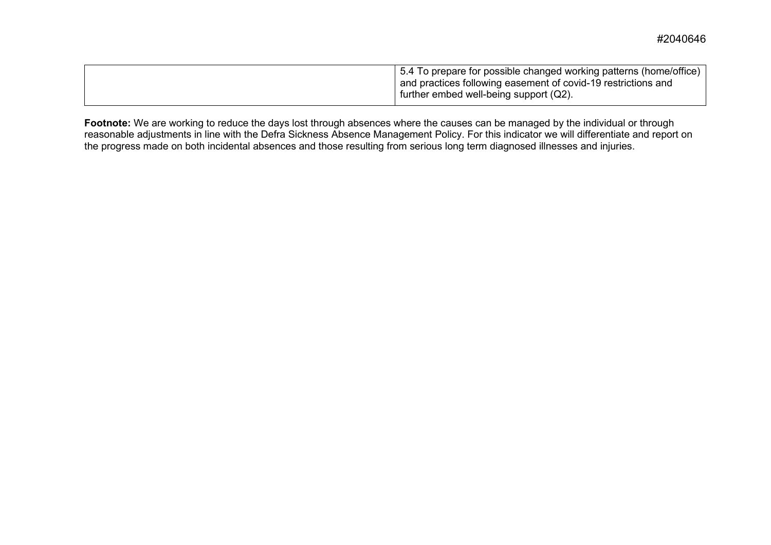| | |
|---|---|
| | 5.4 To prepare for possible changed working patterns (home/office) and practices following easement of covid-19 restrictions and further embed well-being support (Q2). |

**Footnote:** We are working to reduce the days lost through absences where the causes can be managed by the individual or through reasonable adjustments in line with the Defra Sickness Absence Management Policy. For this indicator we will differentiate and report on the progress made on both incidental absences and those resulting from serious long term diagnosed illnesses and injuries.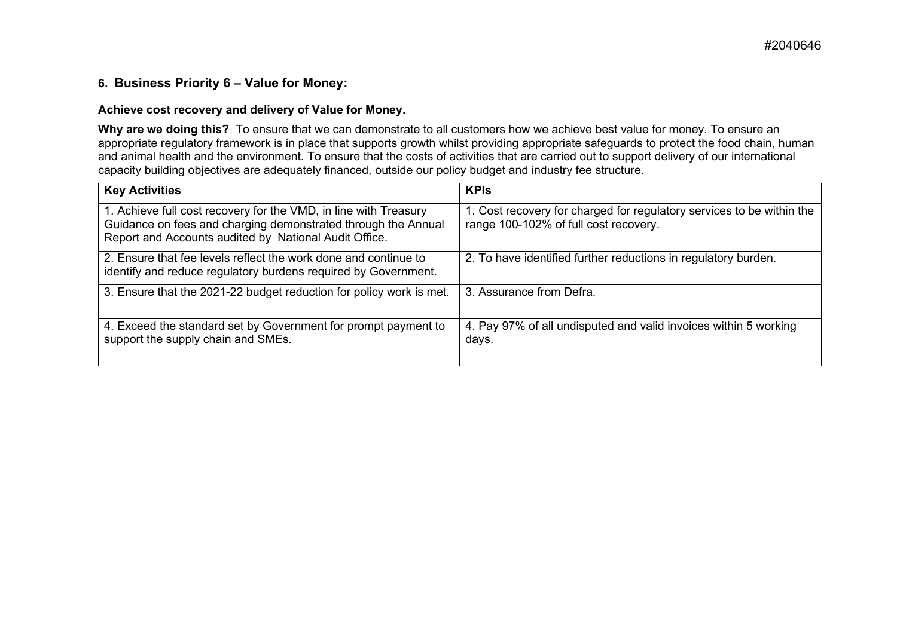## 6. Business Priority 6 – Value for Money:

**Achieve cost recovery and delivery of Value for Money.**

**Why are we doing this?** To ensure that we can demonstrate to all customers how we achieve best value for money. To ensure an appropriate regulatory framework is in place that supports growth whilst providing appropriate safeguards to protect the food chain, human and animal health and the environment. To ensure that the costs of activities that are carried out to support delivery of our international capacity building objectives are adequately financed, outside our policy budget and industry fee structure.

| Key Activities | KPIs |
|---|---|
| 1. Achieve full cost recovery for the VMD, in line with Treasury Guidance on fees and charging demonstrated through the Annual Report and Accounts audited by National Audit Office. | 1. Cost recovery for charged for regulatory services to be within the range 100-102% of full cost recovery. |
| 2. Ensure that fee levels reflect the work done and continue to identify and reduce regulatory burdens required by Government. | 2. To have identified further reductions in regulatory burden. |
| 3. Ensure that the 2021-22 budget reduction for policy work is met. | 3. Assurance from Defra. |
| 4. Exceed the standard set by Government for prompt payment to support the supply chain and SMEs. | 4. Pay 97% of all undisputed and valid invoices within 5 working days. |